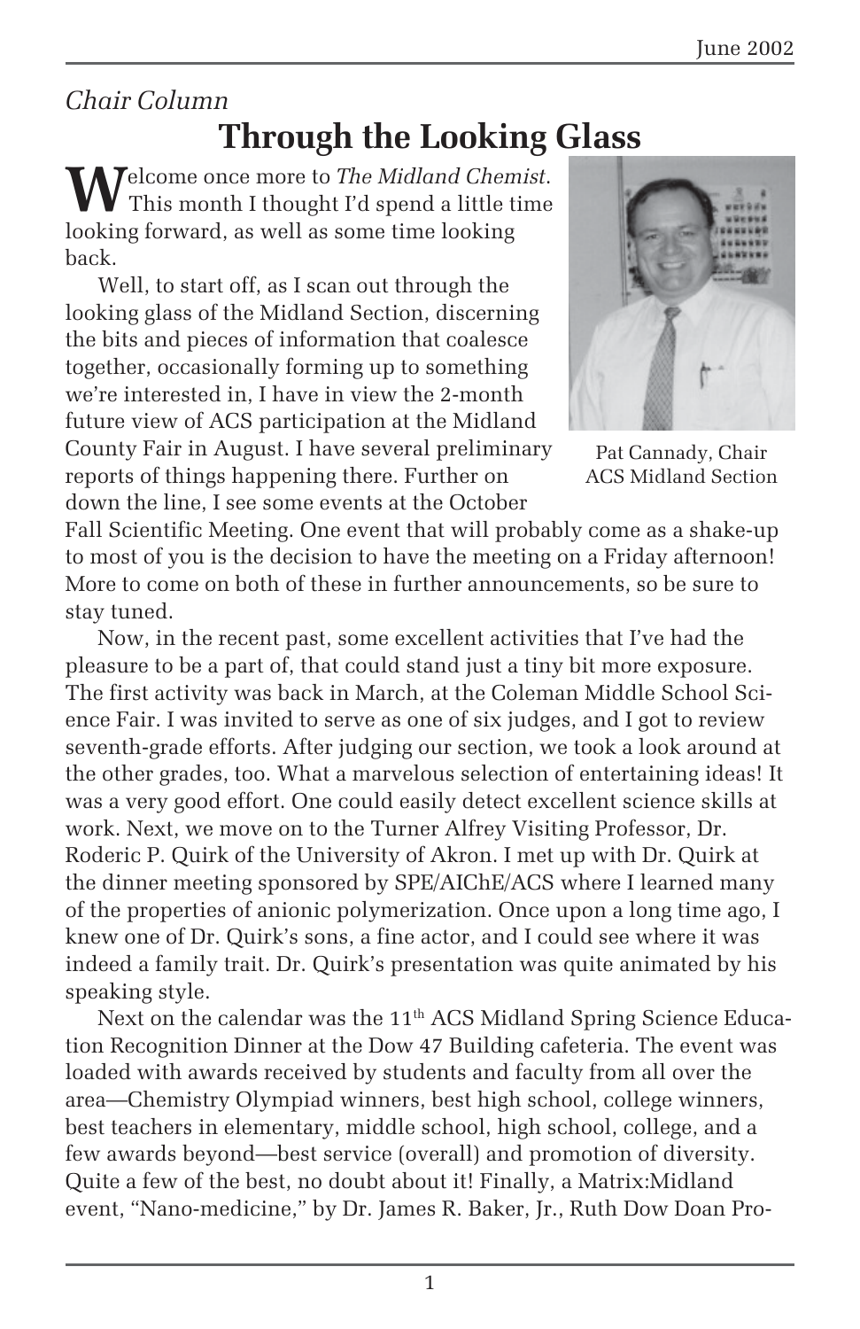*Chair Column*

# Through the Looking Glass

Welcome once more to *The Midland Chemist*. This month I thought I'd spend a little time looking forward, as well as some time looking back.

Well, to start off, as I scan out through the looking glass of the Midland Section, discerning the bits and pieces of information that coalesce together, occasionally forming up to something we're interested in, I have in view the 2-month future view of ACS participation at the Midland County Fair in August. I have several preliminary reports of things happening there. Further on down the line, I see some events at the October Fall Scientific Meeting. One event that will probably come as a shake-up to most of you is the decision to have the meeting on a Friday afternoon! More to come on both of these in further announcements, so be sure to stay tuned.

Pat Cannady, Chair
ACS Midland Section

Now, in the recent past, some excellent activities that I've had the pleasure to be a part of, that could stand just a tiny bit more exposure. The first activity was back in March, at the Coleman Middle School Science Fair. I was invited to serve as one of six judges, and I got to review seventh-grade efforts. After judging our section, we took a look around at the other grades, too. What a marvelous selection of entertaining ideas! It was a very good effort. One could easily detect excellent science skills at work. Next, we move on to the Turner Alfrey Visiting Professor, Dr. Roderic P. Quirk of the University of Akron. I met up with Dr. Quirk at the dinner meeting sponsored by SPE/AIChE/ACS where I learned many of the properties of anionic polymerization. Once upon a long time ago, I knew one of Dr. Quirk's sons, a fine actor, and I could see where it was indeed a family trait. Dr. Quirk's presentation was quite animated by his speaking style.

Next on the calendar was the 11th ACS Midland Spring Science Education Recognition Dinner at the Dow 47 Building cafeteria. The event was loaded with awards received by students and faculty from all over the area—Chemistry Olympiad winners, best high school, college winners, best teachers in elementary, middle school, high school, college, and a few awards beyond—best service (overall) and promotion of diversity. Quite a few of the best, no doubt about it! Finally, a Matrix:Midland event, "Nano-medicine," by Dr. James R. Baker, Jr., Ruth Dow Doan Pro-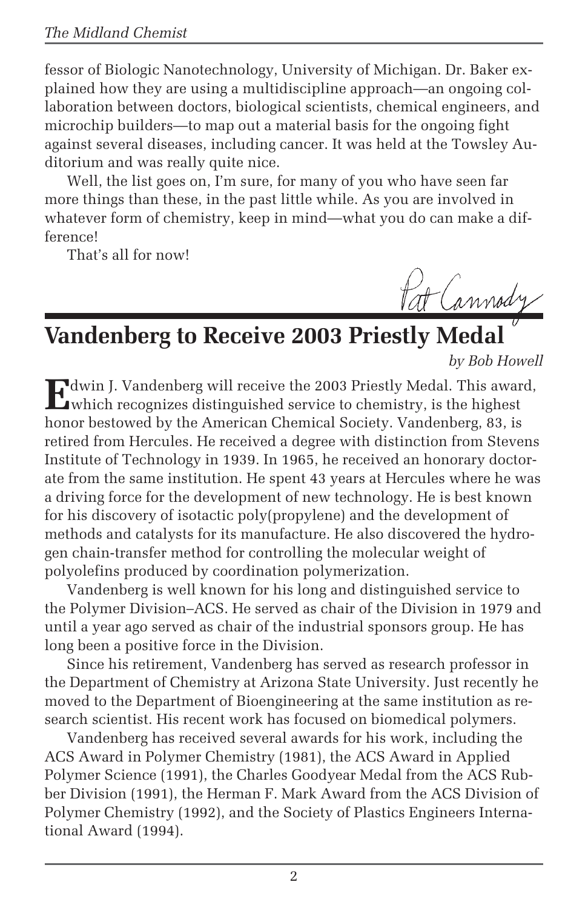fessor of Biologic Nanotechnology, University of Michigan. Dr. Baker explained how they are using a multidiscipline approach—an ongoing collaboration between doctors, biological scientists, chemical engineers, and microchip builders—to map out a material basis for the ongoing fight against several diseases, including cancer. It was held at the Towsley Auditorium and was really quite nice.

Well, the list goes on, I'm sure, for many of you who have seen far more things than these, in the past little while. As you are involved in whatever form of chemistry, keep in mind—what you do can make a difference!

That's all for now!

Pat Cannody

## Vandenberg to Receive 2003 Priestly Medal

*by Bob Howell*

Edwin J. Vandenberg will receive the 2003 Priestly Medal. This award, which recognizes distinguished service to chemistry, is the highest honor bestowed by the American Chemical Society. Vandenberg, 83, is retired from Hercules. He received a degree with distinction from Stevens Institute of Technology in 1939. In 1965, he received an honorary doctorate from the same institution. He spent 43 years at Hercules where he was a driving force for the development of new technology. He is best known for his discovery of isotactic poly(propylene) and the development of methods and catalysts for its manufacture. He also discovered the hydrogen chain-transfer method for controlling the molecular weight of polyolefins produced by coordination polymerization.

Vandenberg is well known for his long and distinguished service to the Polymer Division–ACS. He served as chair of the Division in 1979 and until a year ago served as chair of the industrial sponsors group. He has long been a positive force in the Division.

Since his retirement, Vandenberg has served as research professor in the Department of Chemistry at Arizona State University. Just recently he moved to the Department of Bioengineering at the same institution as research scientist. His recent work has focused on biomedical polymers.

Vandenberg has received several awards for his work, including the ACS Award in Polymer Chemistry (1981), the ACS Award in Applied Polymer Science (1991), the Charles Goodyear Medal from the ACS Rubber Division (1991), the Herman F. Mark Award from the ACS Division of Polymer Chemistry (1992), and the Society of Plastics Engineers International Award (1994).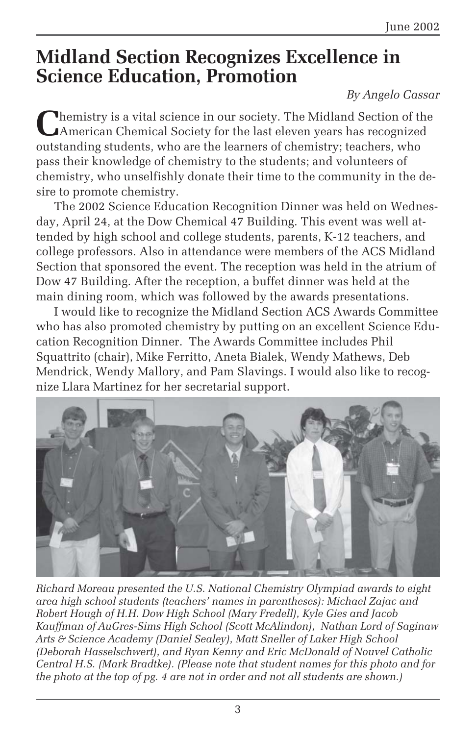# Midland Section Recognizes Excellence in Science Education, Promotion

*By Angelo Cassar*

Chemistry is a vital science in our society. The Midland Section of the American Chemical Society for the last eleven years has recognized outstanding students, who are the learners of chemistry; teachers, who pass their knowledge of chemistry to the students; and volunteers of chemistry, who unselfishly donate their time to the community in the desire to promote chemistry.

The 2002 Science Education Recognition Dinner was held on Wednesday, April 24, at the Dow Chemical 47 Building. This event was well attended by high school and college students, parents, K-12 teachers, and college professors. Also in attendance were members of the ACS Midland Section that sponsored the event. The reception was held in the atrium of Dow 47 Building. After the reception, a buffet dinner was held at the main dining room, which was followed by the awards presentations.

I would like to recognize the Midland Section ACS Awards Committee who has also promoted chemistry by putting on an excellent Science Education Recognition Dinner. The Awards Committee includes Phil Squattrito (chair), Mike Ferritto, Aneta Bialek, Wendy Mathews, Deb Mendrick, Wendy Mallory, and Pam Slavings. I would also like to recognize Llara Martinez for her secretarial support.

*Richard Moreau presented the U.S. National Chemistry Olympiad awards to eight area high school students (teachers' names in parentheses): Michael Zajac and Robert Hough of H.H. Dow High School (Mary Fredell), Kyle Gies and Jacob Kauffman of AuGres-Sims High School (Scott McAlindon), Nathan Lord of Saginaw Arts & Science Academy (Daniel Sealey), Matt Sneller of Laker High School (Deborah Hasselschwert), and Ryan Kenny and Eric McDonald of Nouvel Catholic Central H.S. (Mark Bradtke). (Please note that student names for this photo and for the photo at the top of pg. 4 are not in order and not all students are shown.)*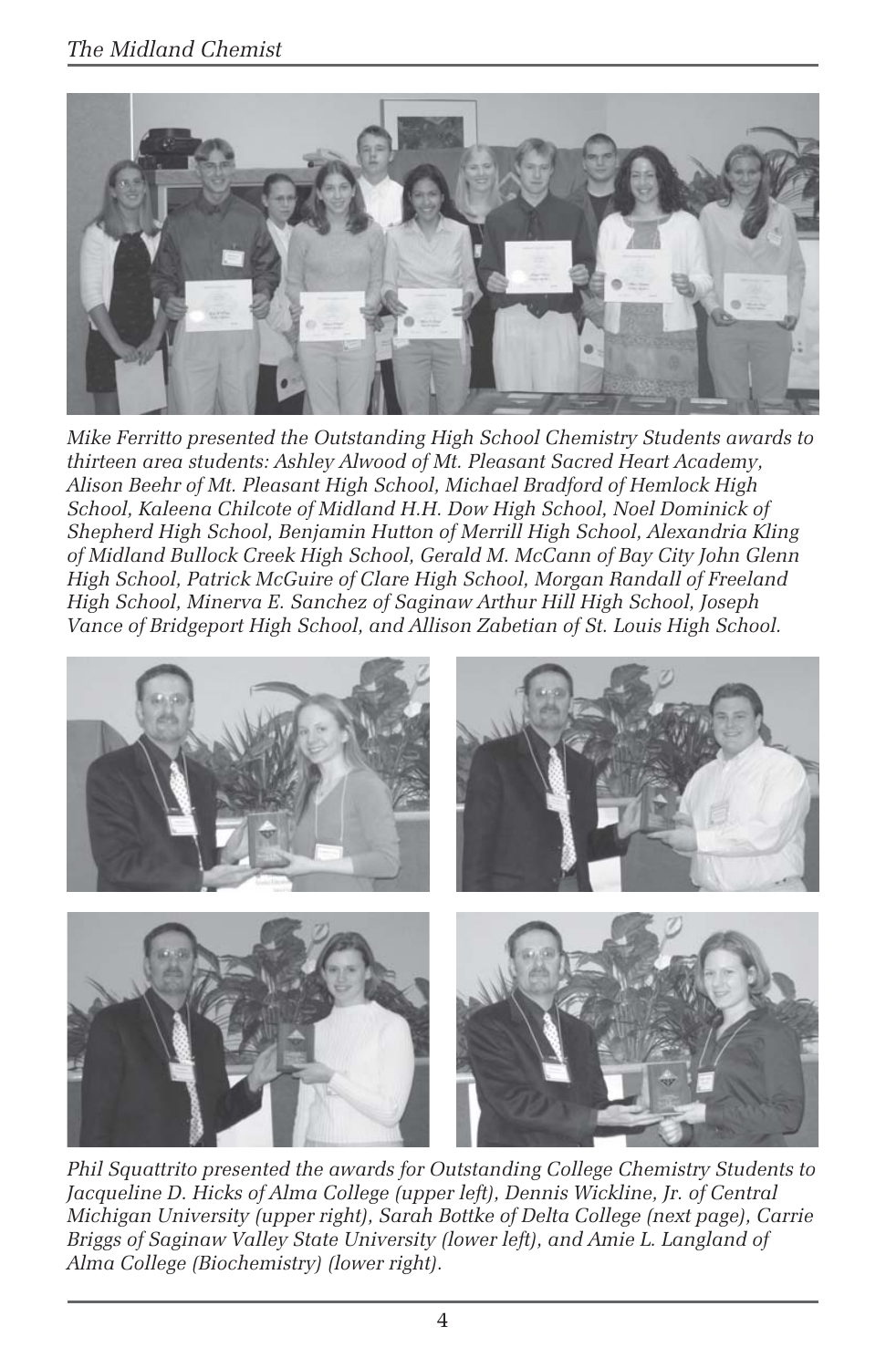*Mike Ferritto presented the Outstanding High School Chemistry Students awards to thirteen area students: Ashley Alwood of Mt. Pleasant Sacred Heart Academy, Alison Beehr of Mt. Pleasant High School, Michael Bradford of Hemlock High School, Kaleena Chilcote of Midland H.H. Dow High School, Noel Dominick of Shepherd High School, Benjamin Hutton of Merrill High School, Alexandria Kling of Midland Bullock Creek High School, Gerald M. McCann of Bay City John Glenn High School, Patrick McGuire of Clare High School, Morgan Randall of Freeland High School, Minerva E. Sanchez of Saginaw Arthur Hill High School, Joseph Vance of Bridgeport High School, and Allison Zabetian of St. Louis High School.*

*Phil Squattrito presented the awards for Outstanding College Chemistry Students to Jacqueline D. Hicks of Alma College (upper left), Dennis Wickline, Jr. of Central Michigan University (upper right), Sarah Bottke of Delta College (next page), Carrie Briggs of Saginaw Valley State University (lower left), and Amie L. Langland of Alma College (Biochemistry) (lower right).*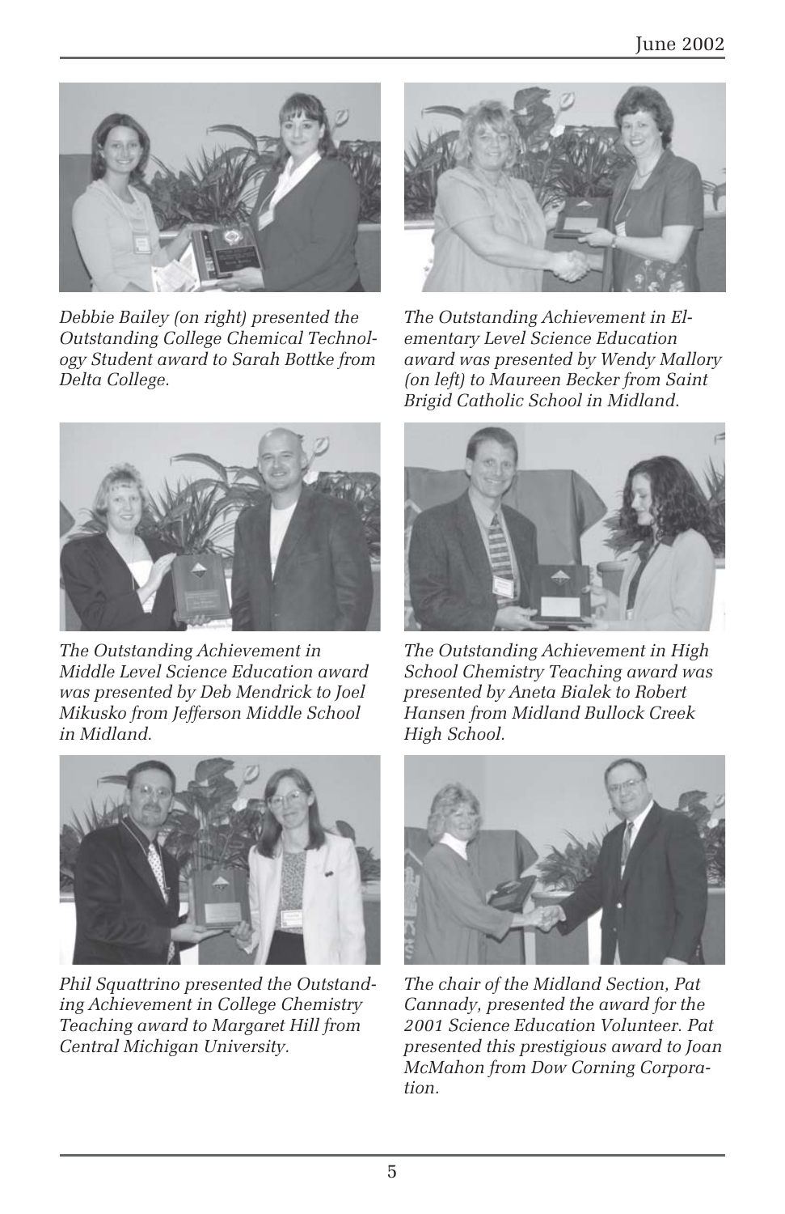*Debbie Bailey (on right) presented the Outstanding College Chemical Technology Student award to Sarah Bottke from Delta College.*

*The Outstanding Achievement in Elementary Level Science Education award was presented by Wendy Mallory (on left) to Maureen Becker from Saint Brigid Catholic School in Midland.*

*The Outstanding Achievement in Middle Level Science Education award was presented by Deb Mendrick to Joel Mikusko from Jefferson Middle School in Midland.*

*The Outstanding Achievement in High School Chemistry Teaching award was presented by Aneta Bialek to Robert Hansen from Midland Bullock Creek High School.*

*Phil Squattrino presented the Outstanding Achievement in College Chemistry Teaching award to Margaret Hill from Central Michigan University.*

*The chair of the Midland Section, Pat Cannady, presented the award for the 2001 Science Education Volunteer. Pat presented this prestigious award to Joan McMahon from Dow Corning Corporation.*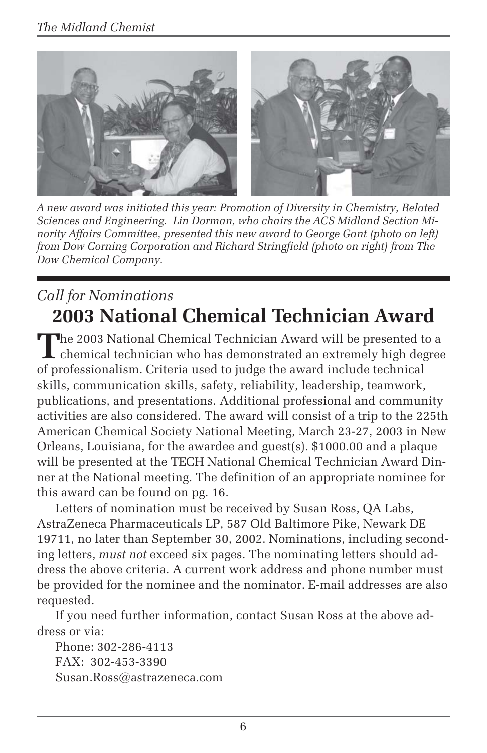*A new award was initiated this year: Promotion of Diversity in Chemistry, Related Sciences and Engineering. Lin Dorman, who chairs the ACS Midland Section Minority Affairs Committee, presented this new award to George Gant (photo on left) from Dow Corning Corporation and Richard Stringfield (photo on right) from The Dow Chemical Company.*

*Call for Nominations*

# 2003 National Chemical Technician Award

The 2003 National Chemical Technician Award will be presented to a chemical technician who has demonstrated an extremely high degree of professionalism. Criteria used to judge the award include technical skills, communication skills, safety, reliability, leadership, teamwork, publications, and presentations. Additional professional and community activities are also considered. The award will consist of a trip to the 225th American Chemical Society National Meeting, March 23-27, 2003 in New Orleans, Louisiana, for the awardee and guest(s). $1000.00 and a plaque will be presented at the TECH National Chemical Technician Award Dinner at the National meeting. The definition of an appropriate nominee for this award can be found on pg. 16.

Letters of nomination must be received by Susan Ross, QA Labs, AstraZeneca Pharmaceuticals LP, 587 Old Baltimore Pike, Newark DE 19711, no later than September 30, 2002. Nominations, including seconding letters, *must not* exceed six pages. The nominating letters should address the above criteria. A current work address and phone number must be provided for the nominee and the nominator. E-mail addresses are also requested.

If you need further information, contact Susan Ross at the above address or via:

Phone: 302-286-4113
FAX: 302-453-3390
Susan.Ross@astrazeneca.com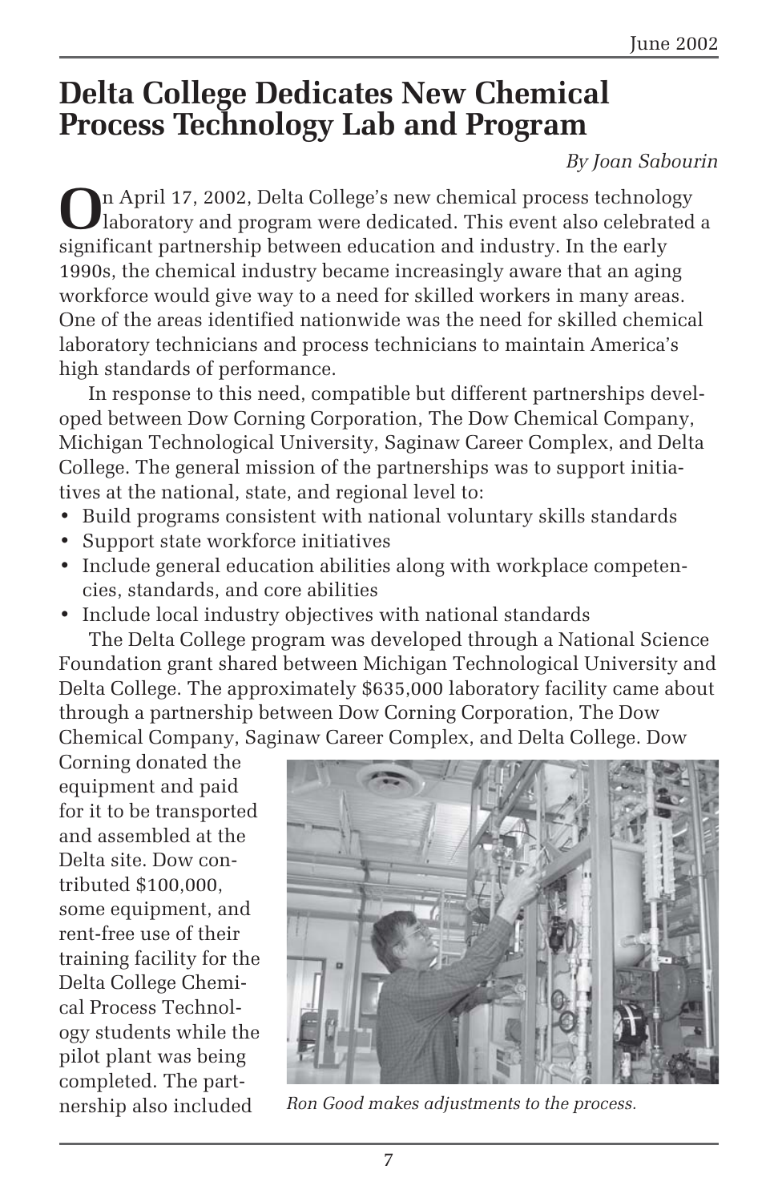# Delta College Dedicates New Chemical Process Technology Lab and Program

*By Joan Sabourin*

On April 17, 2002, Delta College's new chemical process technology laboratory and program were dedicated. This event also celebrated a significant partnership between education and industry. In the early 1990s, the chemical industry became increasingly aware that an aging workforce would give way to a need for skilled workers in many areas. One of the areas identified nationwide was the need for skilled chemical laboratory technicians and process technicians to maintain America's high standards of performance.

In response to this need, compatible but different partnerships developed between Dow Corning Corporation, The Dow Chemical Company, Michigan Technological University, Saginaw Career Complex, and Delta College. The general mission of the partnerships was to support initiatives at the national, state, and regional level to:

- Build programs consistent with national voluntary skills standards
- Support state workforce initiatives
- Include general education abilities along with workplace competencies, standards, and core abilities
- Include local industry objectives with national standards

The Delta College program was developed through a National Science Foundation grant shared between Michigan Technological University and Delta College. The approximately $635,000 laboratory facility came about through a partnership between Dow Corning Corporation, The Dow Chemical Company, Saginaw Career Complex, and Delta College. Dow Corning donated the equipment and paid for it to be transported and assembled at the Delta site. Dow contributed $100,000, some equipment, and rent-free use of their training facility for the Delta College Chemical Process Technology students while the pilot plant was being completed. The partnership also included

*Ron Good makes adjustments to the process.*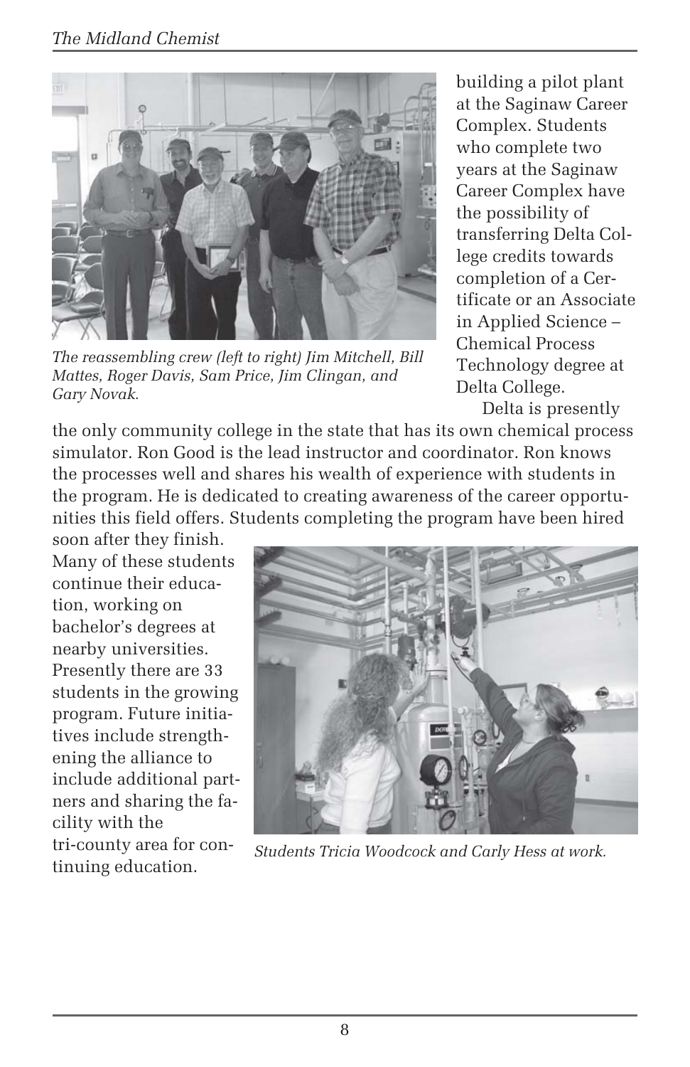*The reassembling crew (left to right) Jim Mitchell, Bill Mattes, Roger Davis, Sam Price, Jim Clingan, and Gary Novak.*

building a pilot plant at the Saginaw Career Complex. Students who complete two years at the Saginaw Career Complex have the possibility of transferring Delta College credits towards completion of a Certificate or an Associate in Applied Science – Chemical Process Technology degree at Delta College.

Delta is presently the only community college in the state that has its own chemical process simulator. Ron Good is the lead instructor and coordinator. Ron knows the processes well and shares his wealth of experience with students in the program. He is dedicated to creating awareness of the career opportunities this field offers. Students completing the program have been hired soon after they finish. Many of these students continue their education, working on bachelor's degrees at nearby universities. Presently there are 33 students in the growing program. Future initiatives include strengthening the alliance to include additional partners and sharing the facility with the tri-county area for continuing education.

*Students Tricia Woodcock and Carly Hess at work.*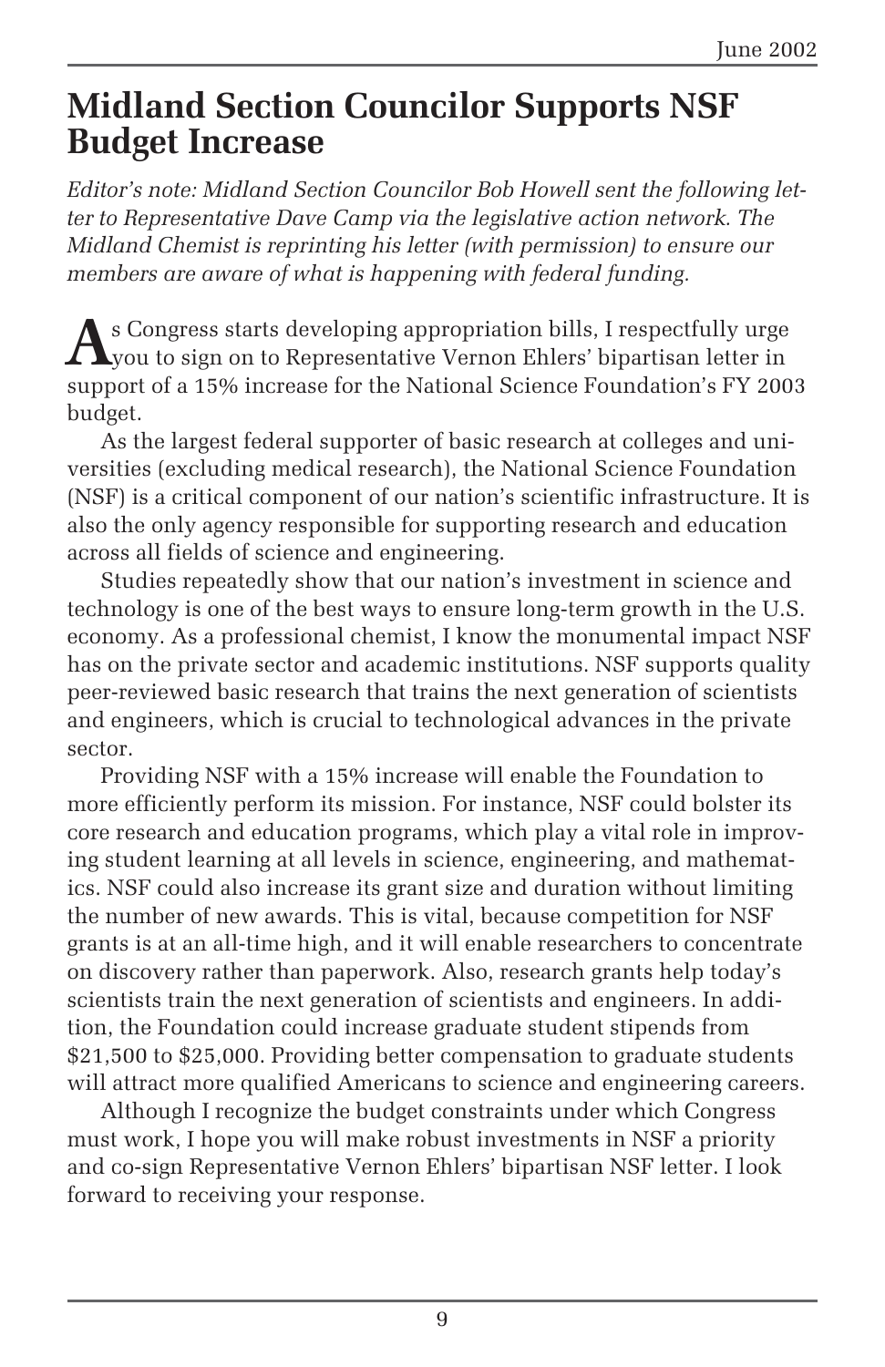# Midland Section Councilor Supports NSF Budget Increase

*Editor's note: Midland Section Councilor Bob Howell sent the following letter to Representative Dave Camp via the legislative action network. The Midland Chemist is reprinting his letter (with permission) to ensure our members are aware of what is happening with federal funding.*

As Congress starts developing appropriation bills, I respectfully urge you to sign on to Representative Vernon Ehlers' bipartisan letter in support of a 15% increase for the National Science Foundation's FY 2003 budget.

As the largest federal supporter of basic research at colleges and universities (excluding medical research), the National Science Foundation (NSF) is a critical component of our nation's scientific infrastructure. It is also the only agency responsible for supporting research and education across all fields of science and engineering.

Studies repeatedly show that our nation's investment in science and technology is one of the best ways to ensure long-term growth in the U.S. economy. As a professional chemist, I know the monumental impact NSF has on the private sector and academic institutions. NSF supports quality peer-reviewed basic research that trains the next generation of scientists and engineers, which is crucial to technological advances in the private sector.

Providing NSF with a 15% increase will enable the Foundation to more efficiently perform its mission. For instance, NSF could bolster its core research and education programs, which play a vital role in improving student learning at all levels in science, engineering, and mathematics. NSF could also increase its grant size and duration without limiting the number of new awards. This is vital, because competition for NSF grants is at an all-time high, and it will enable researchers to concentrate on discovery rather than paperwork. Also, research grants help today's scientists train the next generation of scientists and engineers. In addition, the Foundation could increase graduate student stipends from $21,500 to $25,000. Providing better compensation to graduate students will attract more qualified Americans to science and engineering careers.

Although I recognize the budget constraints under which Congress must work, I hope you will make robust investments in NSF a priority and co-sign Representative Vernon Ehlers' bipartisan NSF letter. I look forward to receiving your response.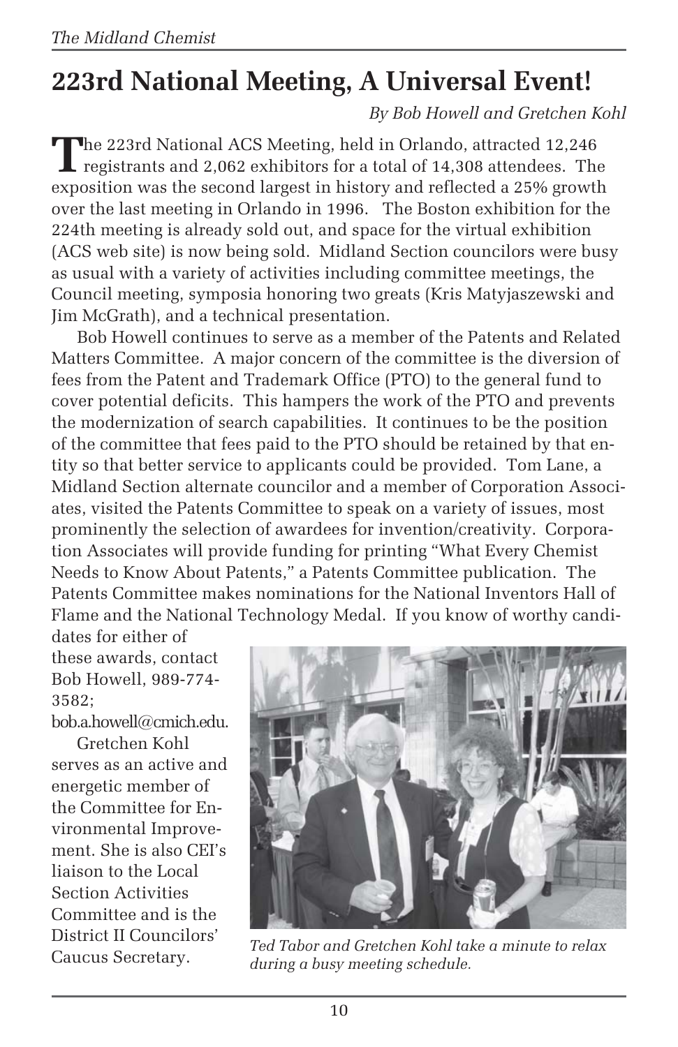# 223rd National Meeting, A Universal Event!

*By Bob Howell and Gretchen Kohl*

The 223rd National ACS Meeting, held in Orlando, attracted 12,246 registrants and 2,062 exhibitors for a total of 14,308 attendees. The exposition was the second largest in history and reflected a 25% growth over the last meeting in Orlando in 1996. The Boston exhibition for the 224th meeting is already sold out, and space for the virtual exhibition (ACS web site) is now being sold. Midland Section councilors were busy as usual with a variety of activities including committee meetings, the Council meeting, symposia honoring two greats (Kris Matyjaszewski and Jim McGrath), and a technical presentation.

Bob Howell continues to serve as a member of the Patents and Related Matters Committee. A major concern of the committee is the diversion of fees from the Patent and Trademark Office (PTO) to the general fund to cover potential deficits. This hampers the work of the PTO and prevents the modernization of search capabilities. It continues to be the position of the committee that fees paid to the PTO should be retained by that entity so that better service to applicants could be provided. Tom Lane, a Midland Section alternate councilor and a member of Corporation Associates, visited the Patents Committee to speak on a variety of issues, most prominently the selection of awardees for invention/creativity. Corporation Associates will provide funding for printing "What Every Chemist Needs to Know About Patents," a Patents Committee publication. The Patents Committee makes nominations for the National Inventors Hall of Flame and the National Technology Medal. If you know of worthy candidates for either of these awards, contact Bob Howell, 989-774-3582; bob.a.howell@cmich.edu.

Gretchen Kohl serves as an active and energetic member of the Committee for Environmental Improvement. She is also CEI's liaison to the Local Section Activities Committee and is the District II Councilors' Caucus Secretary.

*Ted Tabor and Gretchen Kohl take a minute to relax during a busy meeting schedule.*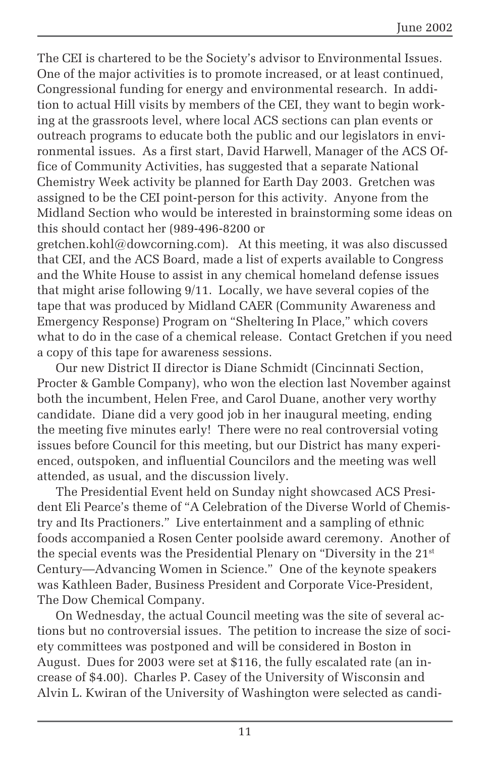The CEI is chartered to be the Society's advisor to Environmental Issues. One of the major activities is to promote increased, or at least continued, Congressional funding for energy and environmental research. In addition to actual Hill visits by members of the CEI, they want to begin working at the grassroots level, where local ACS sections can plan events or outreach programs to educate both the public and our legislators in environmental issues. As a first start, David Harwell, Manager of the ACS Office of Community Activities, has suggested that a separate National Chemistry Week activity be planned for Earth Day 2003. Gretchen was assigned to be the CEI point-person for this activity. Anyone from the Midland Section who would be interested in brainstorming some ideas on this should contact her (989-496-8200 or gretchen.kohl@dowcorning.com). At this meeting, it was also discussed that CEI, and the ACS Board, made a list of experts available to Congress and the White House to assist in any chemical homeland defense issues that might arise following 9/11. Locally, we have several copies of the tape that was produced by Midland CAER (Community Awareness and Emergency Response) Program on "Sheltering In Place," which covers what to do in the case of a chemical release. Contact Gretchen if you need a copy of this tape for awareness sessions.

Our new District II director is Diane Schmidt (Cincinnati Section, Procter & Gamble Company), who won the election last November against both the incumbent, Helen Free, and Carol Duane, another very worthy candidate. Diane did a very good job in her inaugural meeting, ending the meeting five minutes early! There were no real controversial voting issues before Council for this meeting, but our District has many experienced, outspoken, and influential Councilors and the meeting was well attended, as usual, and the discussion lively.

The Presidential Event held on Sunday night showcased ACS President Eli Pearce's theme of "A Celebration of the Diverse World of Chemistry and Its Practioners." Live entertainment and a sampling of ethnic foods accompanied a Rosen Center poolside award ceremony. Another of the special events was the Presidential Plenary on "Diversity in the 21st Century—Advancing Women in Science." One of the keynote speakers was Kathleen Bader, Business President and Corporate Vice-President, The Dow Chemical Company.

On Wednesday, the actual Council meeting was the site of several actions but no controversial issues. The petition to increase the size of society committees was postponed and will be considered in Boston in August. Dues for 2003 were set at $116, the fully escalated rate (an increase of $4.00). Charles P. Casey of the University of Wisconsin and Alvin L. Kwiran of the University of Washington were selected as candi-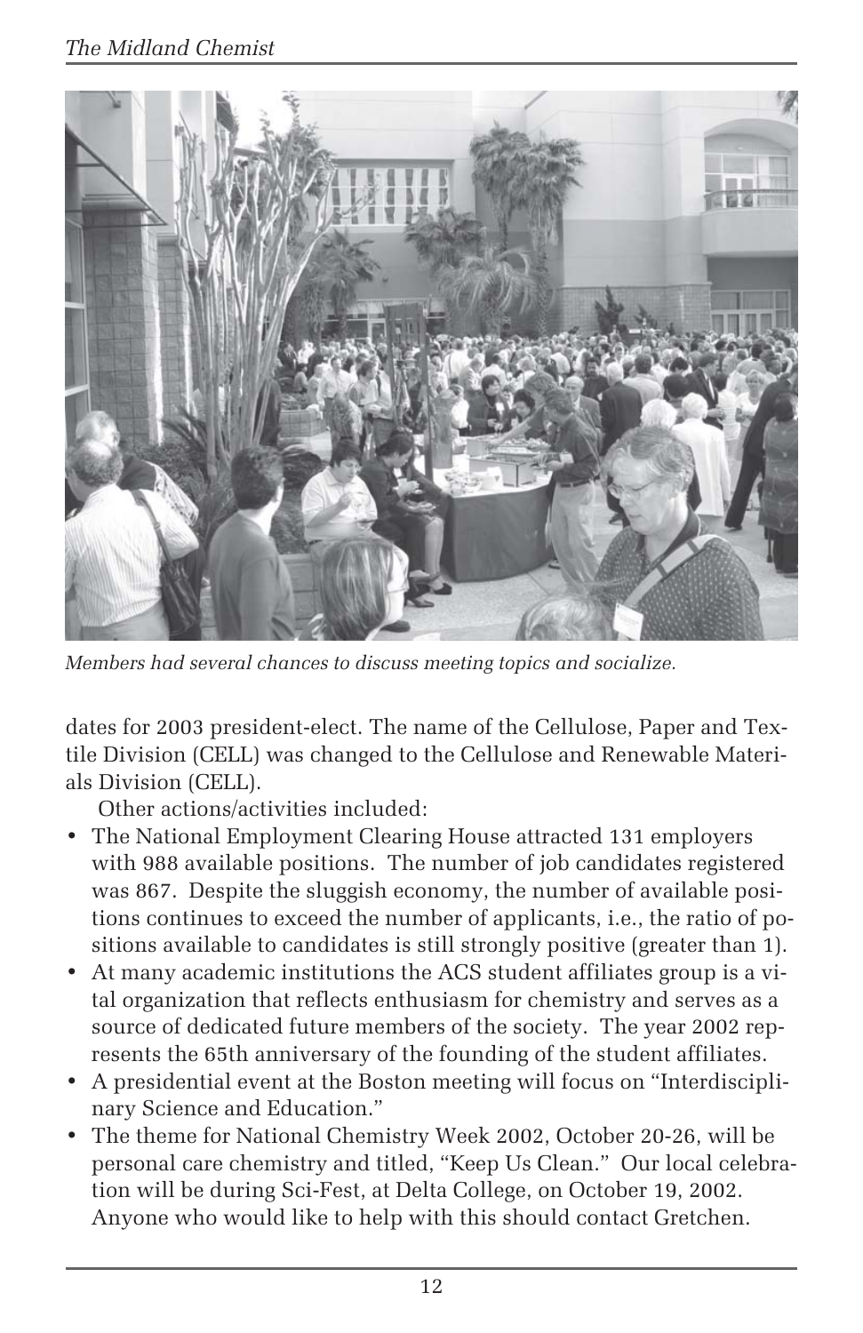*Members had several chances to discuss meeting topics and socialize.*

dates for 2003 president-elect. The name of the Cellulose, Paper and Textile Division (CELL) was changed to the Cellulose and Renewable Materials Division (CELL).

Other actions/activities included:

- The National Employment Clearing House attracted 131 employers with 988 available positions. The number of job candidates registered was 867. Despite the sluggish economy, the number of available positions continues to exceed the number of applicants, i.e., the ratio of positions available to candidates is still strongly positive (greater than 1).
- At many academic institutions the ACS student affiliates group is a vital organization that reflects enthusiasm for chemistry and serves as a source of dedicated future members of the society. The year 2002 represents the 65th anniversary of the founding of the student affiliates.
- A presidential event at the Boston meeting will focus on "Interdisciplinary Science and Education."
- The theme for National Chemistry Week 2002, October 20-26, will be personal care chemistry and titled, "Keep Us Clean." Our local celebration will be during Sci-Fest, at Delta College, on October 19, 2002. Anyone who would like to help with this should contact Gretchen.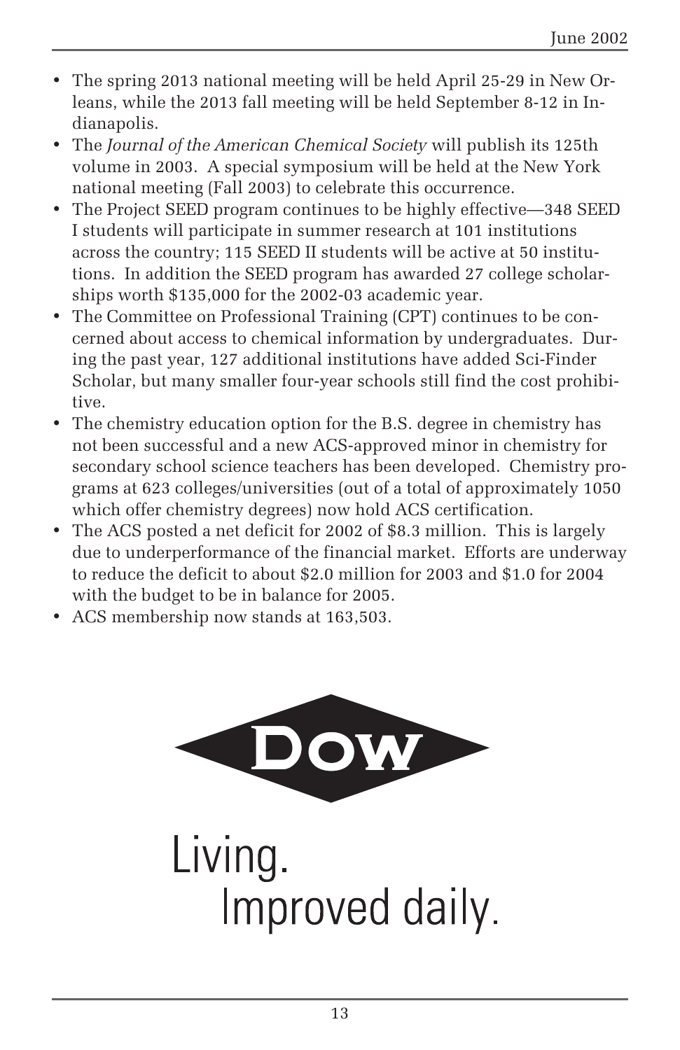- The spring 2013 national meeting will be held April 25-29 in New Orleans, while the 2013 fall meeting will be held September 8-12 in Indianapolis.
- The *Journal of the American Chemical Society* will publish its 125th volume in 2003. A special symposium will be held at the New York national meeting (Fall 2003) to celebrate this occurrence.
- The Project SEED program continues to be highly effective—348 SEED I students will participate in summer research at 101 institutions across the country; 115 SEED II students will be active at 50 institutions. In addition the SEED program has awarded 27 college scholarships worth $135,000 for the 2002-03 academic year.
- The Committee on Professional Training (CPT) continues to be concerned about access to chemical information by undergraduates. During the past year, 127 additional institutions have added Sci-Finder Scholar, but many smaller four-year schools still find the cost prohibitive.
- The chemistry education option for the B.S. degree in chemistry has not been successful and a new ACS-approved minor in chemistry for secondary school science teachers has been developed. Chemistry programs at 623 colleges/universities (out of a total of approximately 1050 which offer chemistry degrees) now hold ACS certification.
- The ACS posted a net deficit for 2002 of $8.3 million. This is largely due to underperformance of the financial market. Efforts are underway to reduce the deficit to about $2.0 million for 2003 and $1.0 for 2004 with the budget to be in balance for 2005.
- ACS membership now stands at 163,503.

DOW

Living.
Improved daily.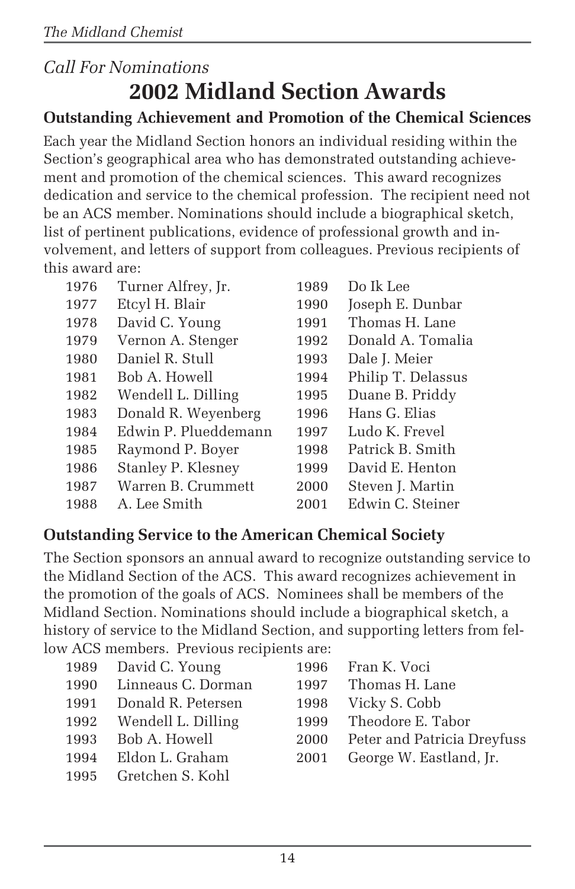*Call For Nominations*

# 2002 Midland Section Awards

### Outstanding Achievement and Promotion of the Chemical Sciences

Each year the Midland Section honors an individual residing within the Section's geographical area who has demonstrated outstanding achievement and promotion of the chemical sciences. This award recognizes dedication and service to the chemical profession. The recipient need not be an ACS member. Nominations should include a biographical sketch, list of pertinent publications, evidence of professional growth and involvement, and letters of support from colleagues. Previous recipients of this award are:

| Year | Recipient | Year | Recipient |
|---|---|---|---|
| 1976 | Turner Alfrey, Jr. | 1989 | Do Ik Lee |
| 1977 | Etcyl H. Blair | 1990 | Joseph E. Dunbar |
| 1978 | David C. Young | 1991 | Thomas H. Lane |
| 1979 | Vernon A. Stenger | 1992 | Donald A. Tomalia |
| 1980 | Daniel R. Stull | 1993 | Dale J. Meier |
| 1981 | Bob A. Howell | 1994 | Philip T. Delassus |
| 1982 | Wendell L. Dilling | 1995 | Duane B. Priddy |
| 1983 | Donald R. Weyenberg | 1996 | Hans G. Elias |
| 1984 | Edwin P. Plueddemann | 1997 | Ludo K. Frevel |
| 1985 | Raymond P. Boyer | 1998 | Patrick B. Smith |
| 1986 | Stanley P. Klesney | 1999 | David E. Henton |
| 1987 | Warren B. Crummett | 2000 | Steven J. Martin |
| 1988 | A. Lee Smith | 2001 | Edwin C. Steiner |

### Outstanding Service to the American Chemical Society

The Section sponsors an annual award to recognize outstanding service to the Midland Section of the ACS. This award recognizes achievement in the promotion of the goals of ACS. Nominees shall be members of the Midland Section. Nominations should include a biographical sketch, a history of service to the Midland Section, and supporting letters from fellow ACS members. Previous recipients are:

| Year | Recipient | Year | Recipient |
|---|---|---|---|
| 1989 | David C. Young | 1996 | Fran K. Voci |
| 1990 | Linneaus C. Dorman | 1997 | Thomas H. Lane |
| 1991 | Donald R. Petersen | 1998 | Vicky S. Cobb |
| 1992 | Wendell L. Dilling | 1999 | Theodore E. Tabor |
| 1993 | Bob A. Howell | 2000 | Peter and Patricia Dreyfuss |
| 1994 | Eldon L. Graham | 2001 | George W. Eastland, Jr. |
| 1995 | Gretchen S. Kohl | | |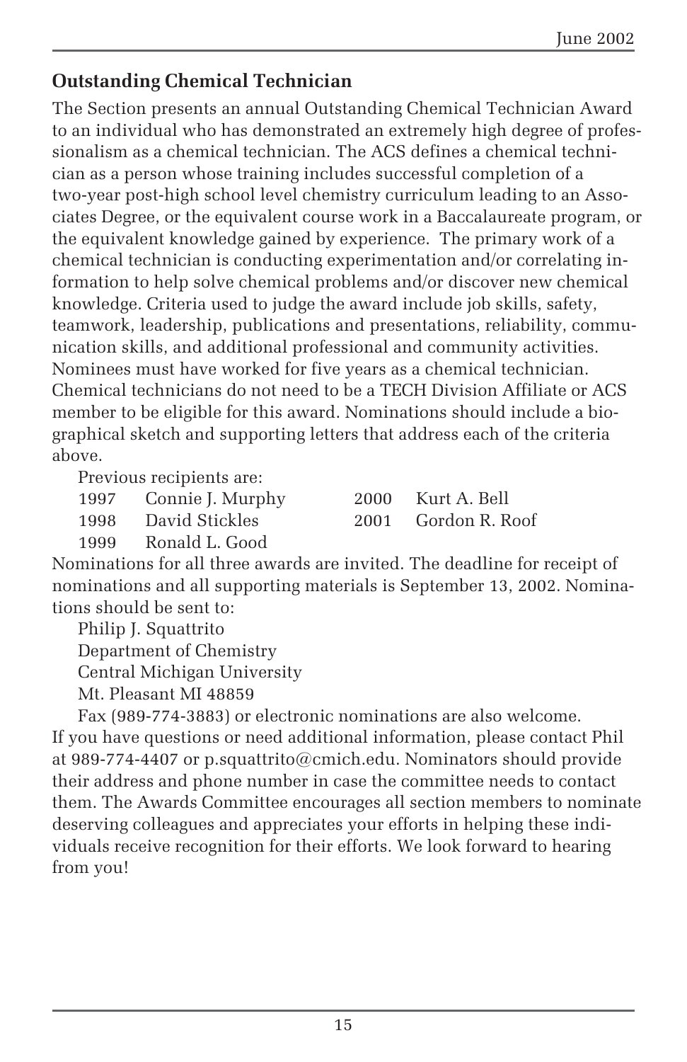## Outstanding Chemical Technician

The Section presents an annual Outstanding Chemical Technician Award to an individual who has demonstrated an extremely high degree of professionalism as a chemical technician. The ACS defines a chemical technician as a person whose training includes successful completion of a two-year post-high school level chemistry curriculum leading to an Associates Degree, or the equivalent course work in a Baccalaureate program, or the equivalent knowledge gained by experience. The primary work of a chemical technician is conducting experimentation and/or correlating information to help solve chemical problems and/or discover new chemical knowledge. Criteria used to judge the award include job skills, safety, teamwork, leadership, publications and presentations, reliability, communication skills, and additional professional and community activities. Nominees must have worked for five years as a chemical technician. Chemical technicians do not need to be a TECH Division Affiliate or ACS member to be eligible for this award. Nominations should include a biographical sketch and supporting letters that address each of the criteria above.

Previous recipients are:

1997 Connie J. Murphy
1998 David Stickles
1999 Ronald L. Good
2000 Kurt A. Bell
2001 Gordon R. Roof

Nominations for all three awards are invited. The deadline for receipt of nominations and all supporting materials is September 13, 2002. Nominations should be sent to:

Philip J. Squattrito
Department of Chemistry
Central Michigan University
Mt. Pleasant MI 48859

Fax (989-774-3883) or electronic nominations are also welcome. If you have questions or need additional information, please contact Phil at 989-774-4407 or p.squattrito@cmich.edu. Nominators should provide their address and phone number in case the committee needs to contact them. The Awards Committee encourages all section members to nominate deserving colleagues and appreciates your efforts in helping these individuals receive recognition for their efforts. We look forward to hearing from you!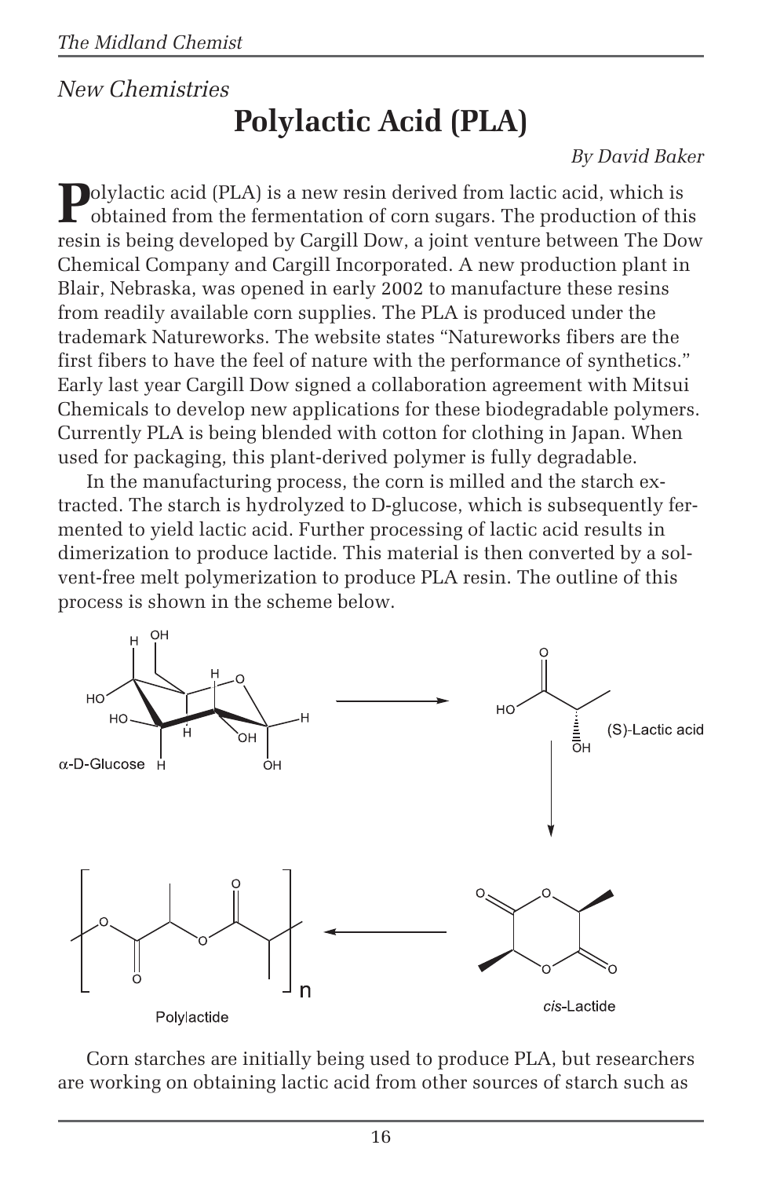*New Chemistries*

# Polylactic Acid (PLA)

*By David Baker*

**P**olylactic acid (PLA) is a new resin derived from lactic acid, which is obtained from the fermentation of corn sugars. The production of this resin is being developed by Cargill Dow, a joint venture between The Dow Chemical Company and Cargill Incorporated. A new production plant in Blair, Nebraska, was opened in early 2002 to manufacture these resins from readily available corn supplies. The PLA is produced under the trademark Natureworks. The website states "Natureworks fibers are the first fibers to have the feel of nature with the performance of synthetics." Early last year Cargill Dow signed a collaboration agreement with Mitsui Chemicals to develop new applications for these biodegradable polymers. Currently PLA is being blended with cotton for clothing in Japan. When used for packaging, this plant-derived polymer is fully degradable.

In the manufacturing process, the corn is milled and the starch extracted. The starch is hydrolyzed to D-glucose, which is subsequently fermented to yield lactic acid. Further processing of lactic acid results in dimerization to produce lactide. This material is then converted by a solvent-free melt polymerization to produce PLA resin. The outline of this process is shown in the scheme below.

α-D-Glucose → (S)-Lactic acid → *cis*-Lactide → Polylactide

Corn starches are initially being used to produce PLA, but researchers are working on obtaining lactic acid from other sources of starch such as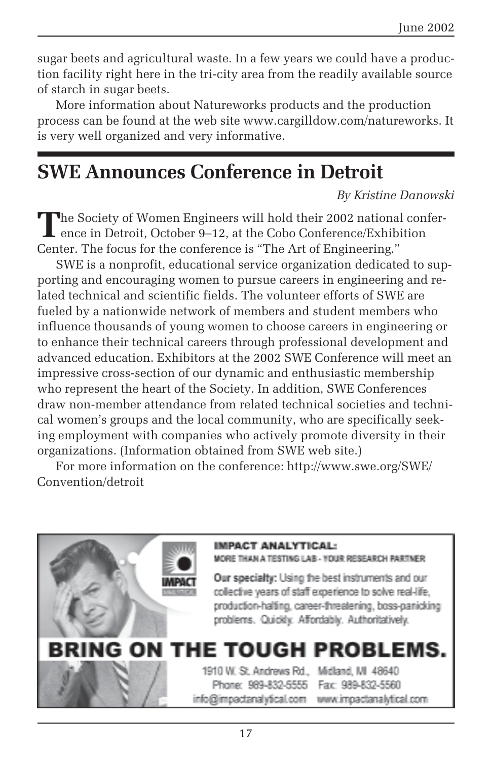sugar beets and agricultural waste. In a few years we could have a production facility right here in the tri-city area from the readily available source of starch in sugar beets.

More information about Natureworks products and the production process can be found at the web site www.cargilldow.com/natureworks. It is very well organized and very informative.

## SWE Announces Conference in Detroit

*By Kristine Danowski*

The Society of Women Engineers will hold their 2002 national conference in Detroit, October 9–12, at the Cobo Conference/Exhibition Center. The focus for the conference is "The Art of Engineering."

SWE is a nonprofit, educational service organization dedicated to supporting and encouraging women to pursue careers in engineering and related technical and scientific fields. The volunteer efforts of SWE are fueled by a nationwide network of members and student members who influence thousands of young women to choose careers in engineering or to enhance their technical careers through professional development and advanced education. Exhibitors at the 2002 SWE Conference will meet an impressive cross-section of our dynamic and enthusiastic membership who represent the heart of the Society. In addition, SWE Conferences draw non-member attendance from related technical societies and technical women's groups and the local community, who are specifically seeking employment with companies who actively promote diversity in their organizations. (Information obtained from SWE web site.)

For more information on the conference: http://www.swe.org/SWE/Convention/detroit

**IMPACT ANALYTICAL:**
MORE THAN A TESTING LAB - YOUR RESEARCH PARTNER

**Our specialty:** Using the best instruments and our collective years of staff experience to solve real-life, production-halting, career-threatening, boss-panicking problems. Quickly. Affordably. Authoritatively.

**BRING ON THE TOUGH PROBLEMS.**

1910 W. St. Andrews Rd., Midland, MI 48640
Phone: 989-832-5555 Fax: 989-832-5560
info@impactanalytical.com www.impactanalytical.com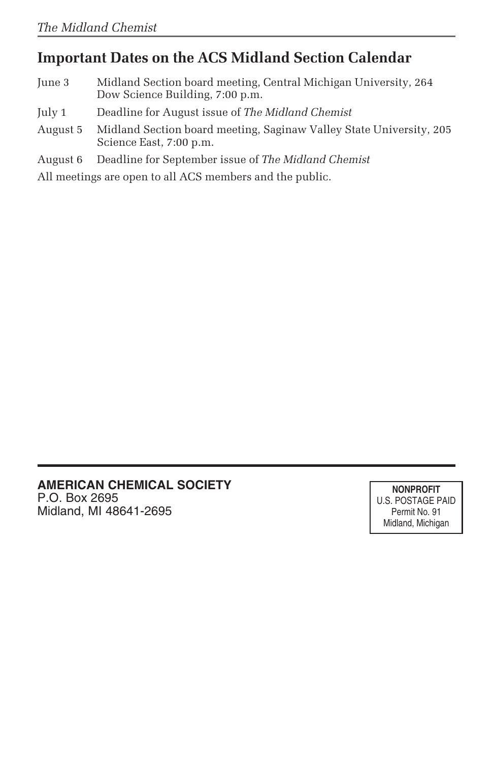## Important Dates on the ACS Midland Section Calendar

| | |
|---|---|
| June 3 | Midland Section board meeting, Central Michigan University, 264 Dow Science Building, 7:00 p.m. |
| July 1 | Deadline for August issue of *The Midland Chemist* |
| August 5 | Midland Section board meeting, Saginaw Valley State University, 205 Science East, 7:00 p.m. |
| August 6 | Deadline for September issue of *The Midland Chemist* |

All meetings are open to all ACS members and the public.

**AMERICAN CHEMICAL SOCIETY**
P.O. Box 2695
Midland, MI 48641-2695

**NONPROFIT**
U.S. POSTAGE PAID
Permit No. 91
Midland, Michigan